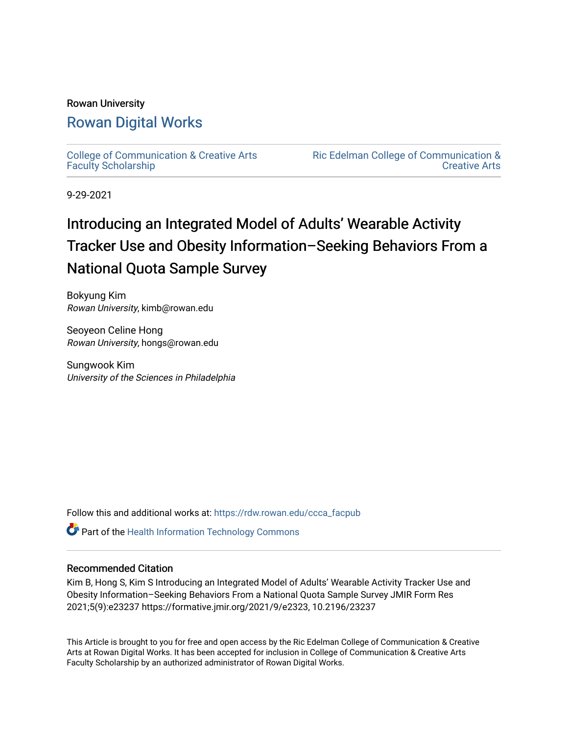Rowan University

# Rowan Digital Works

College of Communication & Creative Arts Faculty Scholarship

Ric Edelman College of Communication & Creative Arts

9-29-2021

# Introducing an Integrated Model of Adults' Wearable Activity Tracker Use and Obesity Information–Seeking Behaviors From a National Quota Sample Survey

Bokyung Kim
*Rowan University*, kimb@rowan.edu

Seoyeon Celine Hong
*Rowan University*, hongs@rowan.edu

Sungwook Kim
*University of the Sciences in Philadelphia*

Follow this and additional works at: https://rdw.rowan.edu/ccca_facpub

Part of the Health Information Technology Commons

## Recommended Citation

Kim B, Hong S, Kim S Introducing an Integrated Model of Adults' Wearable Activity Tracker Use and Obesity Information–Seeking Behaviors From a National Quota Sample Survey JMIR Form Res 2021;5(9):e23237 https://formative.jmir.org/2021/9/e2323, 10.2196/23237

This Article is brought to you for free and open access by the Ric Edelman College of Communication & Creative Arts at Rowan Digital Works. It has been accepted for inclusion in College of Communication & Creative Arts Faculty Scholarship by an authorized administrator of Rowan Digital Works.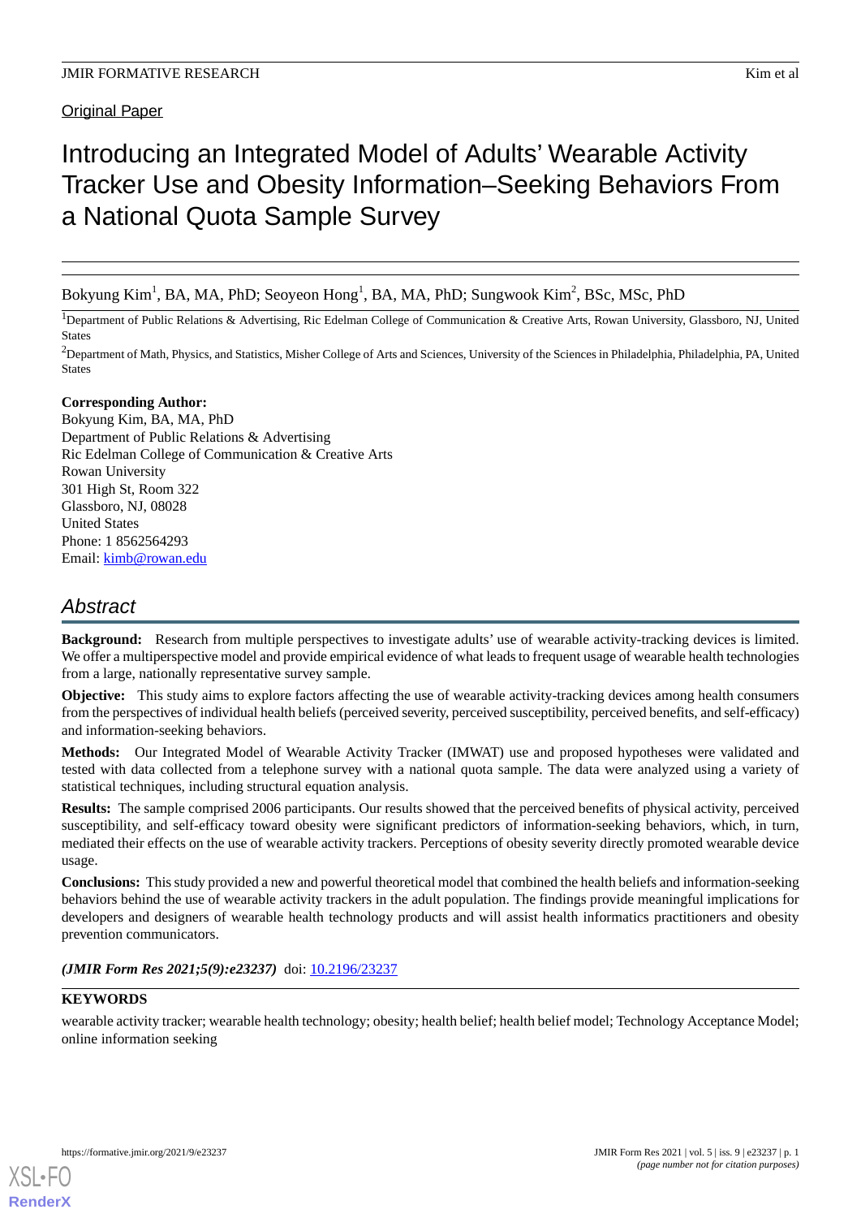Original Paper

# Introducing an Integrated Model of Adults' Wearable Activity Tracker Use and Obesity Information–Seeking Behaviors From a National Quota Sample Survey

Bokyung Kim[1], BA, MA, PhD; Seoyeon Hong[1], BA, MA, PhD; Sungwook Kim[2], BSc, MSc, PhD

[1]Department of Public Relations & Advertising, Ric Edelman College of Communication & Creative Arts, Rowan University, Glassboro, NJ, United States

[2]Department of Math, Physics, and Statistics, Misher College of Arts and Sciences, University of the Sciences in Philadelphia, Philadelphia, PA, United States

**Corresponding Author:**
Bokyung Kim, BA, MA, PhD
Department of Public Relations & Advertising
Ric Edelman College of Communication & Creative Arts
Rowan University
301 High St, Room 322
Glassboro, NJ, 08028
United States
Phone: 1 8562564293
Email: kimb@rowan.edu

## Abstract

**Background:** Research from multiple perspectives to investigate adults' use of wearable activity-tracking devices is limited. We offer a multiperspective model and provide empirical evidence of what leads to frequent usage of wearable health technologies from a large, nationally representative survey sample.

**Objective:** This study aims to explore factors affecting the use of wearable activity-tracking devices among health consumers from the perspectives of individual health beliefs (perceived severity, perceived susceptibility, perceived benefits, and self-efficacy) and information-seeking behaviors.

**Methods:** Our Integrated Model of Wearable Activity Tracker (IMWAT) use and proposed hypotheses were validated and tested with data collected from a telephone survey with a national quota sample. The data were analyzed using a variety of statistical techniques, including structural equation analysis.

**Results:** The sample comprised 2006 participants. Our results showed that the perceived benefits of physical activity, perceived susceptibility, and self-efficacy toward obesity were significant predictors of information-seeking behaviors, which, in turn, mediated their effects on the use of wearable activity trackers. Perceptions of obesity severity directly promoted wearable device usage.

**Conclusions:** This study provided a new and powerful theoretical model that combined the health beliefs and information-seeking behaviors behind the use of wearable activity trackers in the adult population. The findings provide meaningful implications for developers and designers of wearable health technology products and will assist health informatics practitioners and obesity prevention communicators.

***(JMIR Form Res 2021;5(9):e23237)*** doi: 10.2196/23237

**KEYWORDS**

wearable activity tracker; wearable health technology; obesity; health belief; health belief model; Technology Acceptance Model; online information seeking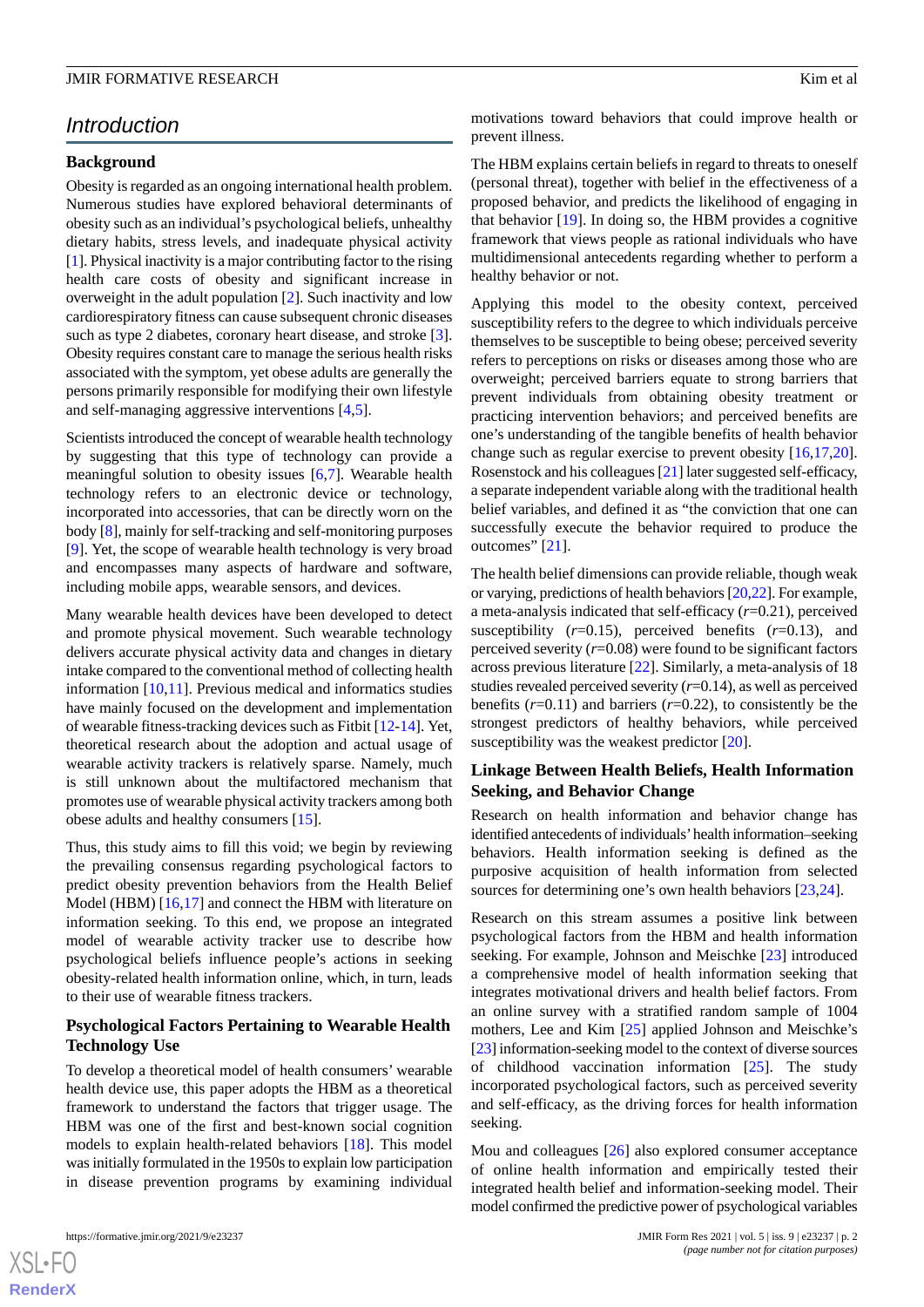## Introduction

### Background

Obesity is regarded as an ongoing international health problem. Numerous studies have explored behavioral determinants of obesity such as an individual's psychological beliefs, unhealthy dietary habits, stress levels, and inadequate physical activity [1]. Physical inactivity is a major contributing factor to the rising health care costs of obesity and significant increase in overweight in the adult population [2]. Such inactivity and low cardiorespiratory fitness can cause subsequent chronic diseases such as type 2 diabetes, coronary heart disease, and stroke [3]. Obesity requires constant care to manage the serious health risks associated with the symptom, yet obese adults are generally the persons primarily responsible for modifying their own lifestyle and self-managing aggressive interventions [4,5].

Scientists introduced the concept of wearable health technology by suggesting that this type of technology can provide a meaningful solution to obesity issues [6,7]. Wearable health technology refers to an electronic device or technology, incorporated into accessories, that can be directly worn on the body [8], mainly for self-tracking and self-monitoring purposes [9]. Yet, the scope of wearable health technology is very broad and encompasses many aspects of hardware and software, including mobile apps, wearable sensors, and devices.

Many wearable health devices have been developed to detect and promote physical movement. Such wearable technology delivers accurate physical activity data and changes in dietary intake compared to the conventional method of collecting health information [10,11]. Previous medical and informatics studies have mainly focused on the development and implementation of wearable fitness-tracking devices such as Fitbit [12-14]. Yet, theoretical research about the adoption and actual usage of wearable activity trackers is relatively sparse. Namely, much is still unknown about the multifactored mechanism that promotes use of wearable physical activity trackers among both obese adults and healthy consumers [15].

Thus, this study aims to fill this void; we begin by reviewing the prevailing consensus regarding psychological factors to predict obesity prevention behaviors from the Health Belief Model (HBM) [16,17] and connect the HBM with literature on information seeking. To this end, we propose an integrated model of wearable activity tracker use to describe how psychological beliefs influence people's actions in seeking obesity-related health information online, which, in turn, leads to their use of wearable fitness trackers.

### Psychological Factors Pertaining to Wearable Health Technology Use

To develop a theoretical model of health consumers' wearable health device use, this paper adopts the HBM as a theoretical framework to understand the factors that trigger usage. The HBM was one of the first and best-known social cognition models to explain health-related behaviors [18]. This model was initially formulated in the 1950s to explain low participation in disease prevention programs by examining individual motivations toward behaviors that could improve health or prevent illness.

The HBM explains certain beliefs in regard to threats to oneself (personal threat), together with belief in the effectiveness of a proposed behavior, and predicts the likelihood of engaging in that behavior [19]. In doing so, the HBM provides a cognitive framework that views people as rational individuals who have multidimensional antecedents regarding whether to perform a healthy behavior or not.

Applying this model to the obesity context, perceived susceptibility refers to the degree to which individuals perceive themselves to be susceptible to being obese; perceived severity refers to perceptions on risks or diseases among those who are overweight; perceived barriers equate to strong barriers that prevent individuals from obtaining obesity treatment or practicing intervention behaviors; and perceived benefits are one's understanding of the tangible benefits of health behavior change such as regular exercise to prevent obesity [16,17,20]. Rosenstock and his colleagues [21] later suggested self-efficacy, a separate independent variable along with the traditional health belief variables, and defined it as "the conviction that one can successfully execute the behavior required to produce the outcomes" [21].

The health belief dimensions can provide reliable, though weak or varying, predictions of health behaviors [20,22]. For example, a meta-analysis indicated that self-efficacy ($r$=0.21), perceived susceptibility ($r$=0.15), perceived benefits ($r$=0.13), and perceived severity ($r$=0.08) were found to be significant factors across previous literature [22]. Similarly, a meta-analysis of 18 studies revealed perceived severity ($r$=0.14), as well as perceived benefits ($r$=0.11) and barriers ($r$=0.22), to consistently be the strongest predictors of healthy behaviors, while perceived susceptibility was the weakest predictor [20].

### Linkage Between Health Beliefs, Health Information Seeking, and Behavior Change

Research on health information and behavior change has identified antecedents of individuals' health information–seeking behaviors. Health information seeking is defined as the purposive acquisition of health information from selected sources for determining one's own health behaviors [23,24].

Research on this stream assumes a positive link between psychological factors from the HBM and health information seeking. For example, Johnson and Meischke [23] introduced a comprehensive model of health information seeking that integrates motivational drivers and health belief factors. From an online survey with a stratified random sample of 1004 mothers, Lee and Kim [25] applied Johnson and Meischke's [23] information-seeking model to the context of diverse sources of childhood vaccination information [25]. The study incorporated psychological factors, such as perceived severity and self-efficacy, as the driving forces for health information seeking.

Mou and colleagues [26] also explored consumer acceptance of online health information and empirically tested their integrated health belief and information-seeking model. Their model confirmed the predictive power of psychological variables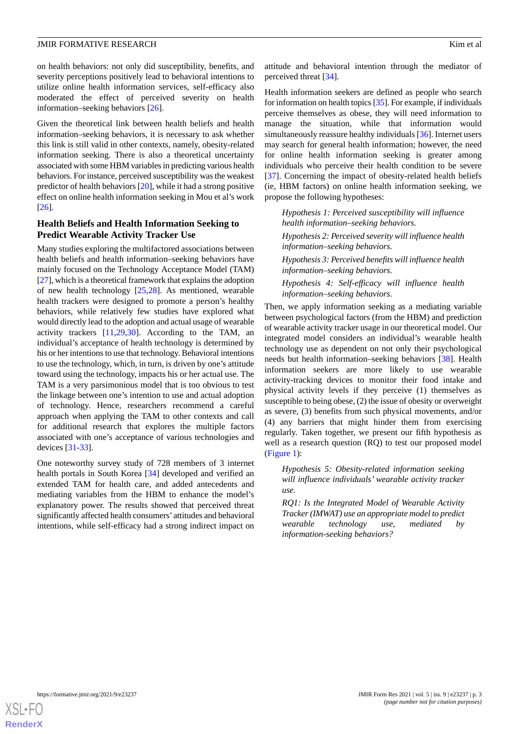on health behaviors: not only did susceptibility, benefits, and severity perceptions positively lead to behavioral intentions to utilize online health information services, self-efficacy also moderated the effect of perceived severity on health information–seeking behaviors [26].

Given the theoretical link between health beliefs and health information–seeking behaviors, it is necessary to ask whether this link is still valid in other contexts, namely, obesity-related information seeking. There is also a theoretical uncertainty associated with some HBM variables in predicting various health behaviors. For instance, perceived susceptibility was the weakest predictor of health behaviors [20], while it had a strong positive effect on online health information seeking in Mou et al's work [26].

## Health Beliefs and Health Information Seeking to Predict Wearable Activity Tracker Use

Many studies exploring the multifactored associations between health beliefs and health information–seeking behaviors have mainly focused on the Technology Acceptance Model (TAM) [27], which is a theoretical framework that explains the adoption of new health technology [25,28]. As mentioned, wearable health trackers were designed to promote a person's healthy behaviors, while relatively few studies have explored what would directly lead to the adoption and actual usage of wearable activity trackers [11,29,30]. According to the TAM, an individual's acceptance of health technology is determined by his or her intentions to use that technology. Behavioral intentions to use the technology, which, in turn, is driven by one's attitude toward using the technology, impacts his or her actual use. The TAM is a very parsimonious model that is too obvious to test the linkage between one's intention to use and actual adoption of technology. Hence, researchers recommend a careful approach when applying the TAM to other contexts and call for additional research that explores the multiple factors associated with one's acceptance of various technologies and devices [31-33].

One noteworthy survey study of 728 members of 3 internet health portals in South Korea [34] developed and verified an extended TAM for health care, and added antecedents and mediating variables from the HBM to enhance the model's explanatory power. The results showed that perceived threat significantly affected health consumers' attitudes and behavioral intentions, while self-efficacy had a strong indirect impact on attitude and behavioral intention through the mediator of perceived threat [34].

Health information seekers are defined as people who search for information on health topics [35]. For example, if individuals perceive themselves as obese, they will need information to manage the situation, while that information would simultaneously reassure healthy individuals [36]. Internet users may search for general health information; however, the need for online health information seeking is greater among individuals who perceive their health condition to be severe [37]. Concerning the impact of obesity-related health beliefs (ie, HBM factors) on online health information seeking, we propose the following hypotheses:

> *Hypothesis 1: Perceived susceptibility will influence health information–seeking behaviors.*
>
> *Hypothesis 2: Perceived severity will influence health information–seeking behaviors.*
>
> *Hypothesis 3: Perceived benefits will influence health information–seeking behaviors.*
>
> *Hypothesis 4: Self-efficacy will influence health information–seeking behaviors.*

Then, we apply information seeking as a mediating variable between psychological factors (from the HBM) and prediction of wearable activity tracker usage in our theoretical model. Our integrated model considers an individual's wearable health technology use as dependent on not only their psychological needs but health information–seeking behaviors [38]. Health information seekers are more likely to use wearable activity-tracking devices to monitor their food intake and physical activity levels if they perceive (1) themselves as susceptible to being obese, (2) the issue of obesity or overweight as severe, (3) benefits from such physical movements, and/or (4) any barriers that might hinder them from exercising regularly. Taken together, we present our fifth hypothesis as well as a research question (RQ) to test our proposed model (Figure 1):

> *Hypothesis 5: Obesity-related information seeking will influence individuals' wearable activity tracker use.*
>
> *RQ1: Is the Integrated Model of Wearable Activity Tracker (IMWAT) use an appropriate model to predict wearable technology use, mediated by information-seeking behaviors?*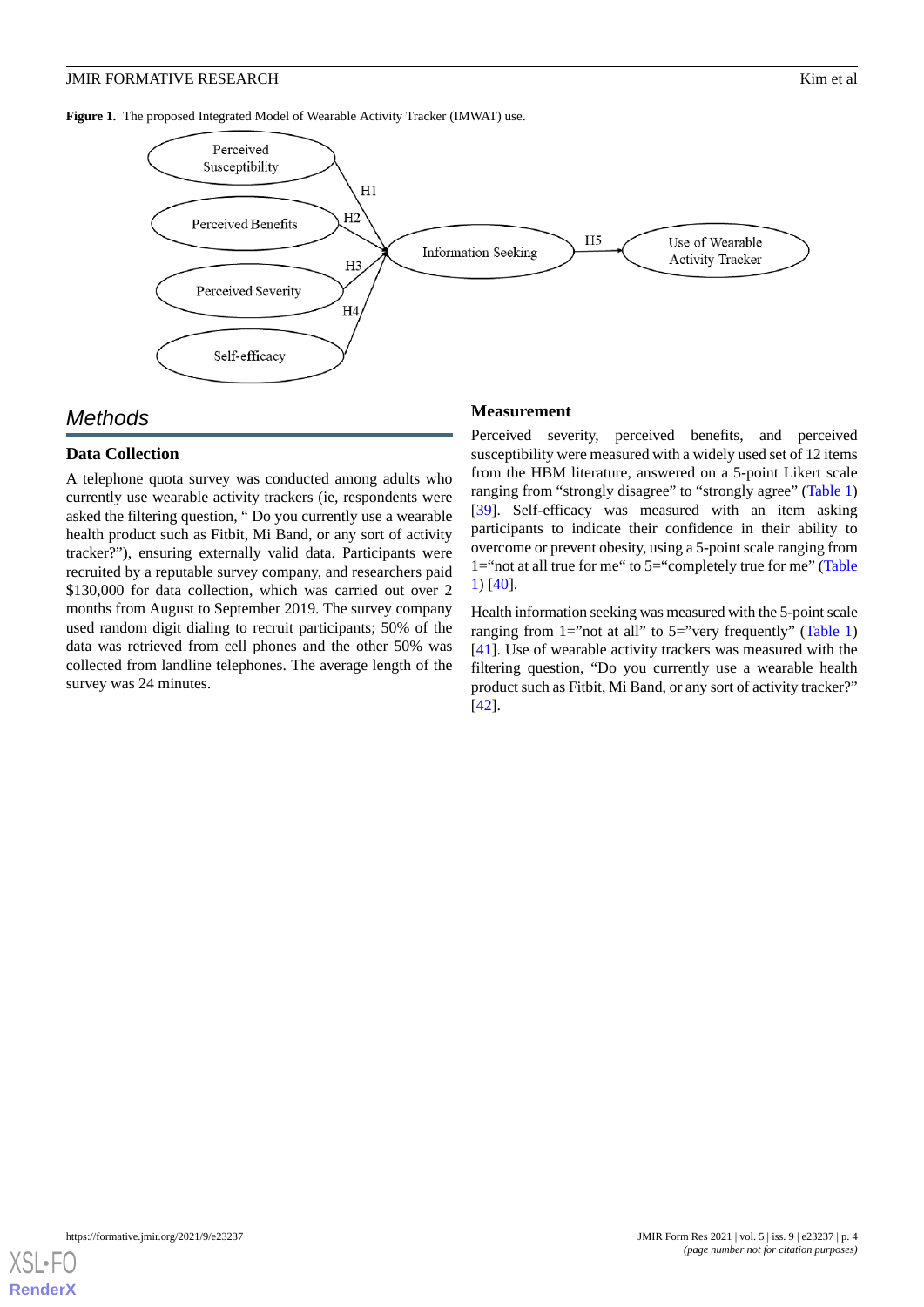**Figure 1.** The proposed Integrated Model of Wearable Activity Tracker (IMWAT) use.

## Methods

### Data Collection

A telephone quota survey was conducted among adults who currently use wearable activity trackers (ie, respondents were asked the filtering question, " Do you currently use a wearable health product such as Fitbit, Mi Band, or any sort of activity tracker?"), ensuring externally valid data. Participants were recruited by a reputable survey company, and researchers paid $130,000 for data collection, which was carried out over 2 months from August to September 2019. The survey company used random digit dialing to recruit participants; 50% of the data was retrieved from cell phones and the other 50% was collected from landline telephones. The average length of the survey was 24 minutes.

### Measurement

Perceived severity, perceived benefits, and perceived susceptibility were measured with a widely used set of 12 items from the HBM literature, answered on a 5-point Likert scale ranging from "strongly disagree" to "strongly agree" (Table 1) [39]. Self-efficacy was measured with an item asking participants to indicate their confidence in their ability to overcome or prevent obesity, using a 5-point scale ranging from 1="not at all true for me" to 5="completely true for me" (Table 1) [40].

Health information seeking was measured with the 5-point scale ranging from 1="not at all" to 5="very frequently" (Table 1) [41]. Use of wearable activity trackers was measured with the filtering question, "Do you currently use a wearable health product such as Fitbit, Mi Band, or any sort of activity tracker?" [42].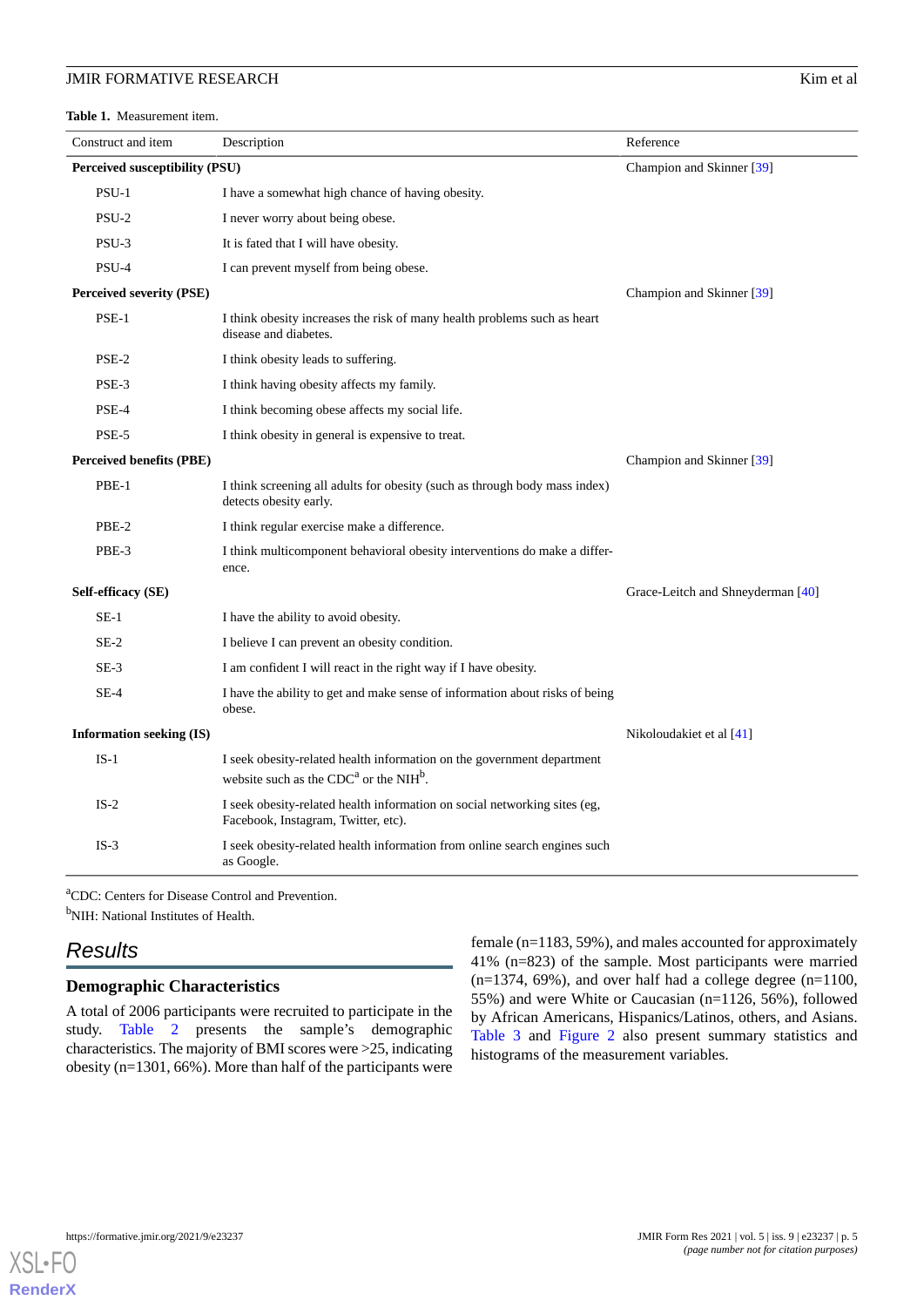**Table 1.** Measurement item.

| Construct and item | Description | Reference |
|---|---|---|
| **Perceived susceptibility (PSU)** | | Champion and Skinner [39] |
| PSU-1 | I have a somewhat high chance of having obesity. | |
| PSU-2 | I never worry about being obese. | |
| PSU-3 | It is fated that I will have obesity. | |
| PSU-4 | I can prevent myself from being obese. | |
| **Perceived severity (PSE)** | | Champion and Skinner [39] |
| PSE-1 | I think obesity increases the risk of many health problems such as heart disease and diabetes. | |
| PSE-2 | I think obesity leads to suffering. | |
| PSE-3 | I think having obesity affects my family. | |
| PSE-4 | I think becoming obese affects my social life. | |
| PSE-5 | I think obesity in general is expensive to treat. | |
| **Perceived benefits (PBE)** | | Champion and Skinner [39] |
| PBE-1 | I think screening all adults for obesity (such as through body mass index) detects obesity early. | |
| PBE-2 | I think regular exercise make a difference. | |
| PBE-3 | I think multicomponent behavioral obesity interventions do make a difference. | |
| **Self-efficacy (SE)** | | Grace-Leitch and Shneyderman [40] |
| SE-1 | I have the ability to avoid obesity. | |
| SE-2 | I believe I can prevent an obesity condition. | |
| SE-3 | I am confident I will react in the right way if I have obesity. | |
| SE-4 | I have the ability to get and make sense of information about risks of being obese. | |
| **Information seeking (IS)** | | Nikoloudakiet et al [41] |
| IS-1 | I seek obesity-related health information on the government department website such as the CDC[a] or the NIH[b]. | |
| IS-2 | I seek obesity-related health information on social networking sites (eg, Facebook, Instagram, Twitter, etc). | |
| IS-3 | I seek obesity-related health information from online search engines such as Google. | |

[a]CDC: Centers for Disease Control and Prevention.

[b]NIH: National Institutes of Health.

## Results

### Demographic Characteristics

A total of 2006 participants were recruited to participate in the study. Table 2 presents the sample's demographic characteristics. The majority of BMI scores were >25, indicating obesity (n=1301, 66%). More than half of the participants were female (n=1183, 59%), and males accounted for approximately 41% (n=823) of the sample. Most participants were married (n=1374, 69%), and over half had a college degree (n=1100, 55%) and were White or Caucasian (n=1126, 56%), followed by African Americans, Hispanics/Latinos, others, and Asians. Table 3 and Figure 2 also present summary statistics and histograms of the measurement variables.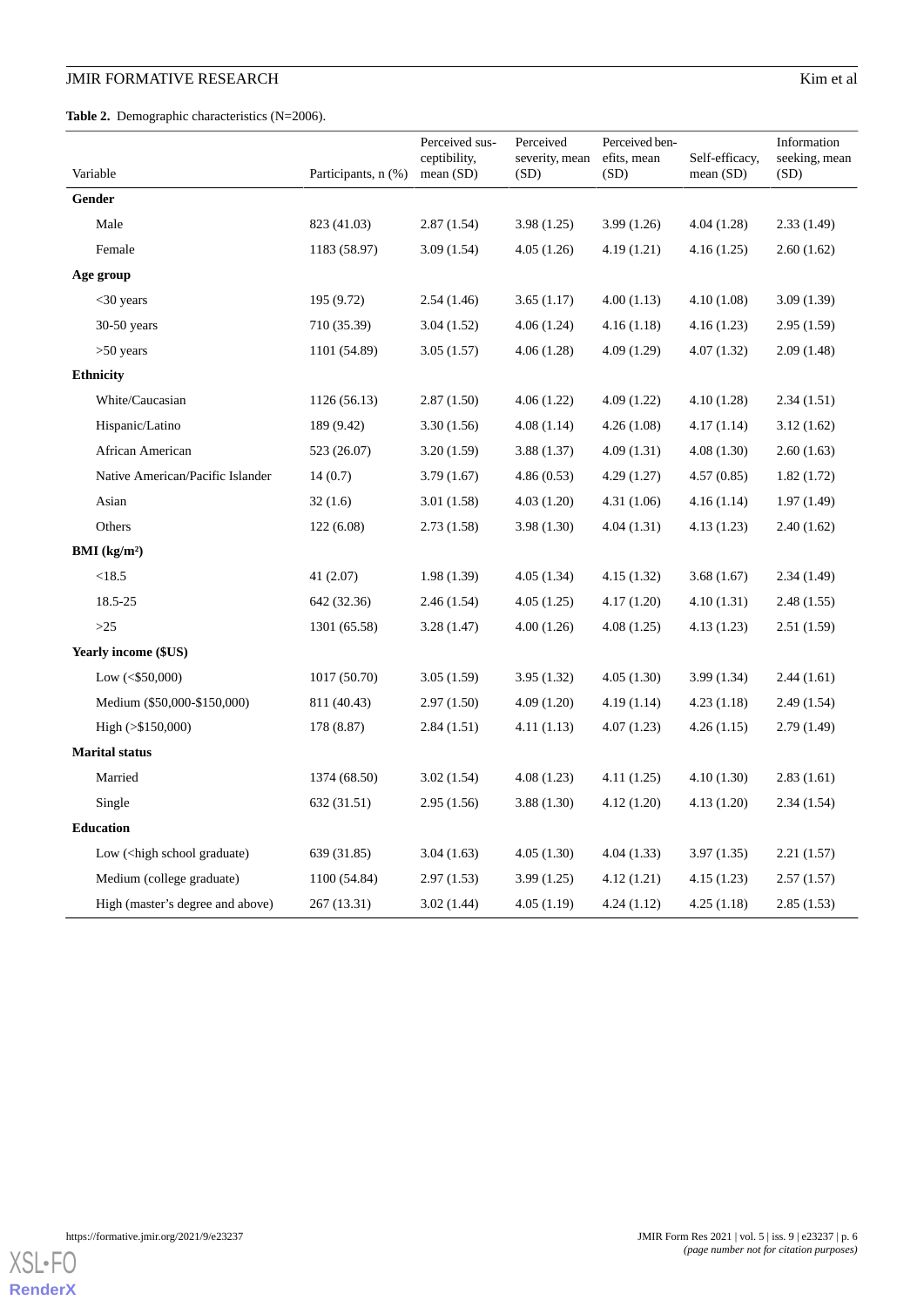**Table 2.** Demographic characteristics (N=2006).

| Variable | Participants, n (%) | Perceived susceptibility, mean (SD) | Perceived severity, mean (SD) | Perceived benefits, mean (SD) | Self-efficacy, mean (SD) | Information seeking, mean (SD) |
|---|---|---|---|---|---|---|
| **Gender** | | | | | | |
| Male | 823 (41.03) | 2.87 (1.54) | 3.98 (1.25) | 3.99 (1.26) | 4.04 (1.28) | 2.33 (1.49) |
| Female | 1183 (58.97) | 3.09 (1.54) | 4.05 (1.26) | 4.19 (1.21) | 4.16 (1.25) | 2.60 (1.62) |
| **Age group** | | | | | | |
| <30 years | 195 (9.72) | 2.54 (1.46) | 3.65 (1.17) | 4.00 (1.13) | 4.10 (1.08) | 3.09 (1.39) |
| 30-50 years | 710 (35.39) | 3.04 (1.52) | 4.06 (1.24) | 4.16 (1.18) | 4.16 (1.23) | 2.95 (1.59) |
| >50 years | 1101 (54.89) | 3.05 (1.57) | 4.06 (1.28) | 4.09 (1.29) | 4.07 (1.32) | 2.09 (1.48) |
| **Ethnicity** | | | | | | |
| White/Caucasian | 1126 (56.13) | 2.87 (1.50) | 4.06 (1.22) | 4.09 (1.22) | 4.10 (1.28) | 2.34 (1.51) |
| Hispanic/Latino | 189 (9.42) | 3.30 (1.56) | 4.08 (1.14) | 4.26 (1.08) | 4.17 (1.14) | 3.12 (1.62) |
| African American | 523 (26.07) | 3.20 (1.59) | 3.88 (1.37) | 4.09 (1.31) | 4.08 (1.30) | 2.60 (1.63) |
| Native American/Pacific Islander | 14 (0.7) | 3.79 (1.67) | 4.86 (0.53) | 4.29 (1.27) | 4.57 (0.85) | 1.82 (1.72) |
| Asian | 32 (1.6) | 3.01 (1.58) | 4.03 (1.20) | 4.31 (1.06) | 4.16 (1.14) | 1.97 (1.49) |
| Others | 122 (6.08) | 2.73 (1.58) | 3.98 (1.30) | 4.04 (1.31) | 4.13 (1.23) | 2.40 (1.62) |
| **BMI (kg/m²)** | | | | | | |
| <18.5 | 41 (2.07) | 1.98 (1.39) | 4.05 (1.34) | 4.15 (1.32) | 3.68 (1.67) | 2.34 (1.49) |
| 18.5-25 | 642 (32.36) | 2.46 (1.54) | 4.05 (1.25) | 4.17 (1.20) | 4.10 (1.31) | 2.48 (1.55) |
| >25 | 1301 (65.58) | 3.28 (1.47) | 4.00 (1.26) | 4.08 (1.25) | 4.13 (1.23) | 2.51 (1.59) |
| **Yearly income ($US)** | | | | | | |
| Low (<$50,000) | 1017 (50.70) | 3.05 (1.59) | 3.95 (1.32) | 4.05 (1.30) | 3.99 (1.34) | 2.44 (1.61) |
| Medium ($50,000-$150,000) | 811 (40.43) | 2.97 (1.50) | 4.09 (1.20) | 4.19 (1.14) | 4.23 (1.18) | 2.49 (1.54) |
| High (>$150,000) | 178 (8.87) | 2.84 (1.51) | 4.11 (1.13) | 4.07 (1.23) | 4.26 (1.15) | 2.79 (1.49) |
| **Marital status** | | | | | | |
| Married | 1374 (68.50) | 3.02 (1.54) | 4.08 (1.23) | 4.11 (1.25) | 4.10 (1.30) | 2.83 (1.61) |
| Single | 632 (31.51) | 2.95 (1.56) | 3.88 (1.30) | 4.12 (1.20) | 4.13 (1.20) | 2.34 (1.54) |
| **Education** | | | | | | |
| Low (<high school graduate) | 639 (31.85) | 3.04 (1.63) | 4.05 (1.30) | 4.04 (1.33) | 3.97 (1.35) | 2.21 (1.57) |
| Medium (college graduate) | 1100 (54.84) | 2.97 (1.53) | 3.99 (1.25) | 4.12 (1.21) | 4.15 (1.23) | 2.57 (1.57) |
| High (master's degree and above) | 267 (13.31) | 3.02 (1.44) | 4.05 (1.19) | 4.24 (1.12) | 4.25 (1.18) | 2.85 (1.53) |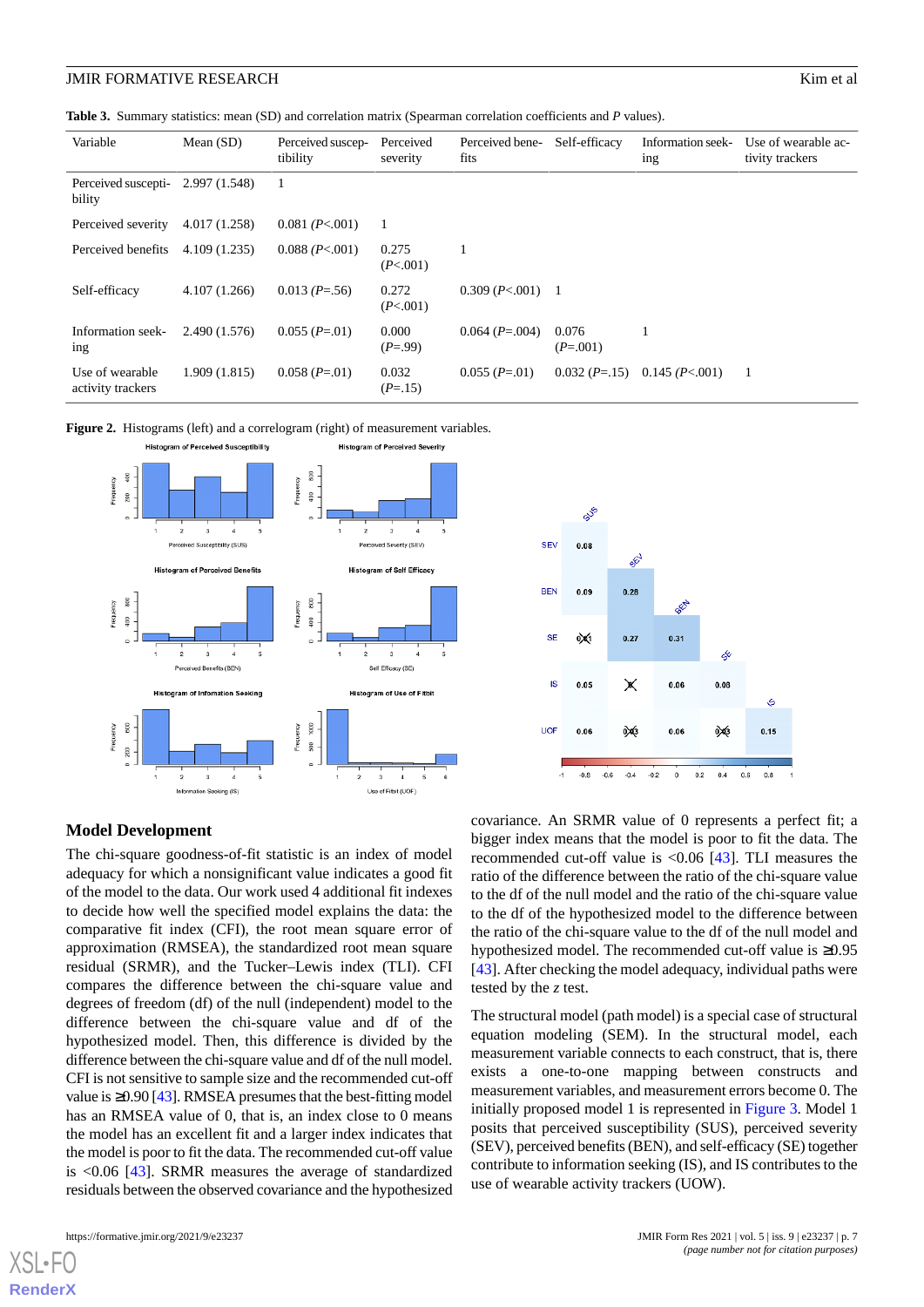**Table 3.** Summary statistics: mean (SD) and correlation matrix (Spearman correlation coefficients and *P* values).

| Variable | Mean (SD) | Perceived susceptibility | Perceived severity | Perceived benefits | Self-efficacy | Information seeking | Use of wearable activity trackers |
|---|---|---|---|---|---|---|---|
| Perceived susceptibility | 2.997 (1.548) | 1 | | | | | |
| Perceived severity | 4.017 (1.258) | 0.081 (*P*<.001) | 1 | | | | |
| Perceived benefits | 4.109 (1.235) | 0.088 (*P*<.001) | 0.275 (*P*<.001) | 1 | | | |
| Self-efficacy | 4.107 (1.266) | 0.013 (*P*=.56) | 0.272 (*P*<.001) | 0.309 (*P*<.001) | 1 | | |
| Information seeking | 2.490 (1.576) | 0.055 (*P*=.01) | 0.000 (*P*=.99) | 0.064 (*P*=.004) | 0.076 (*P*=.001) | 1 | |
| Use of wearable activity trackers | 1.909 (1.815) | 0.058 (*P*=.01) | 0.032 (*P*=.15) | 0.055 (*P*=.01) | 0.032 (*P*=.15) | 0.145 (*P*<.001) | 1 |

**Figure 2.** Histograms (left) and a correlogram (right) of measurement variables.

## Model Development

The chi-square goodness-of-fit statistic is an index of model adequacy for which a nonsignificant value indicates a good fit of the model to the data. Our work used 4 additional fit indexes to decide how well the specified model explains the data: the comparative fit index (CFI), the root mean square error of approximation (RMSEA), the standardized root mean square residual (SRMR), and the Tucker–Lewis index (TLI). CFI compares the difference between the chi-square value and degrees of freedom (df) of the null (independent) model to the difference between the chi-square value and df of the hypothesized model. Then, this difference is divided by the difference between the chi-square value and df of the null model. CFI is not sensitive to sample size and the recommended cut-off value is ≥0.90 [43]. RMSEA presumes that the best-fitting model has an RMSEA value of 0, that is, an index close to 0 means the model has an excellent fit and a larger index indicates that the model is poor to fit the data. The recommended cut-off value is <0.06 [43]. SRMR measures the average of standardized residuals between the observed covariance and the hypothesized covariance. An SRMR value of 0 represents a perfect fit; a bigger index means that the model is poor to fit the data. The recommended cut-off value is <0.06 [43]. TLI measures the ratio of the difference between the ratio of the chi-square value to the df of the null model and the ratio of the chi-square value to the df of the hypothesized model to the difference between the ratio of the chi-square value to the df of the null model and hypothesized model. The recommended cut-off value is ≥0.95 [43]. After checking the model adequacy, individual paths were tested by the *z* test.

The structural model (path model) is a special case of structural equation modeling (SEM). In the structural model, each measurement variable connects to each construct, that is, there exists a one-to-one mapping between constructs and measurement variables, and measurement errors become 0. The initially proposed model 1 is represented in Figure 3. Model 1 posits that perceived susceptibility (SUS), perceived severity (SEV), perceived benefits (BEN), and self-efficacy (SE) together contribute to information seeking (IS), and IS contributes to the use of wearable activity trackers (UOW).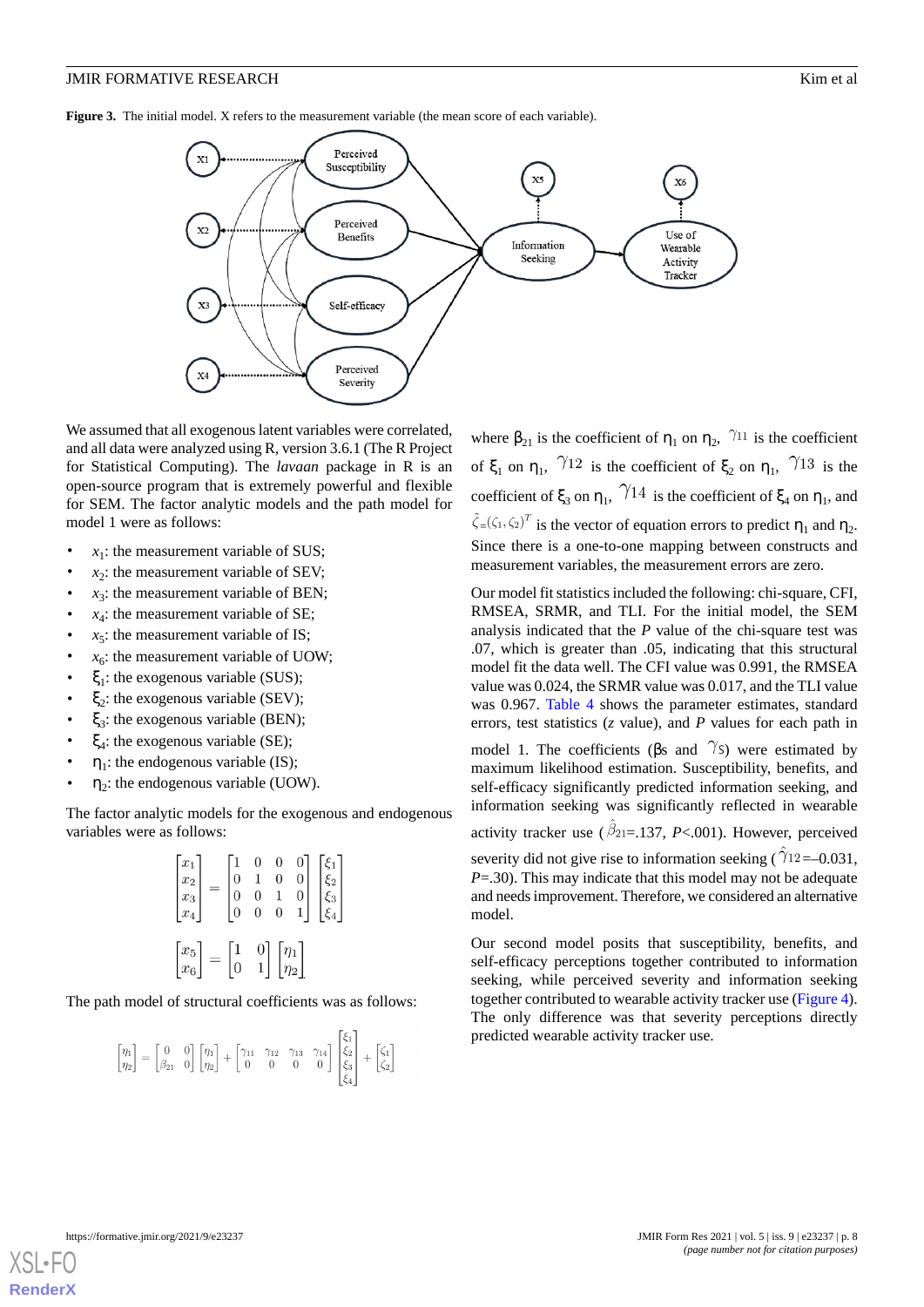**Figure 3.** The initial model. X refers to the measurement variable (the mean score of each variable).

We assumed that all exogenous latent variables were correlated, and all data were analyzed using R, version 3.6.1 (The R Project for Statistical Computing). The *lavaan* package in R is an open-source program that is extremely powerful and flexible for SEM. The factor analytic models and the path model for model 1 were as follows:

- $x_1$: the measurement variable of SUS;
- $x_2$: the measurement variable of SEV;
- $x_3$: the measurement variable of BEN;
- $x_4$: the measurement variable of SE;
- $x_5$: the measurement variable of IS;
- $x_6$: the measurement variable of UOW;
- $\xi_1$: the exogenous variable (SUS);
- $\xi_2$: the exogenous variable (SEV);
- $\xi_3$: the exogenous variable (BEN);
- $\xi_4$: the exogenous variable (SE);
- $\eta_1$: the endogenous variable (IS);
- $\eta_2$: the endogenous variable (UOW).

The factor analytic models for the exogenous and endogenous variables were as follows:

$$\begin{bmatrix} x_1 \\ x_2 \\ x_3 \\ x_4 \end{bmatrix} = \begin{bmatrix} 1 & 0 & 0 & 0 \\ 0 & 1 & 0 & 0 \\ 0 & 0 & 1 & 0 \\ 0 & 0 & 0 & 1 \end{bmatrix} \begin{bmatrix} \xi_1 \\ \xi_2 \\ \xi_3 \\ \xi_4 \end{bmatrix}$$

$$\begin{bmatrix} x_5 \\ x_6 \end{bmatrix} = \begin{bmatrix} 1 & 0 \\ 0 & 1 \end{bmatrix} \begin{bmatrix} \eta_1 \\ \eta_2 \end{bmatrix}$$

The path model of structural coefficients was as follows:

$$\begin{bmatrix} \eta_1 \\ \eta_2 \end{bmatrix} = \begin{bmatrix} 0 & 0 \\ \beta_{21} & 0 \end{bmatrix} \begin{bmatrix} \eta_1 \\ \eta_2 \end{bmatrix} + \begin{bmatrix} \gamma_{11} & \gamma_{12} & \gamma_{13} & \gamma_{14} \\ 0 & 0 & 0 & 0 \end{bmatrix} \begin{bmatrix} \xi_1 \\ \xi_2 \\ \xi_3 \\ \xi_4 \end{bmatrix} + \begin{bmatrix} \zeta_1 \\ \zeta_2 \end{bmatrix}$$

where $\beta_{21}$ is the coefficient of $\eta_1$ on $\eta_2$, $\gamma_{11}$ is the coefficient of $\xi_1$ on $\eta_1$, $\gamma_{12}$ is the coefficient of $\xi_2$ on $\eta_1$, $\gamma_{13}$ is the coefficient of $\xi_3$ on $\eta_1$, $\gamma_{14}$ is the coefficient of $\xi_4$ on $\eta_1$, and $\tilde{\zeta} = (\zeta_1, \zeta_2)^T$ is the vector of equation errors to predict $\eta_1$ and $\eta_2$. Since there is a one-to-one mapping between constructs and measurement variables, the measurement errors are zero.

Our model fit statistics included the following: chi-square, CFI, RMSEA, SRMR, and TLI. For the initial model, the SEM analysis indicated that the *P* value of the chi-square test was .07, which is greater than .05, indicating that this structural model fit the data well. The CFI value was 0.991, the RMSEA value was 0.024, the SRMR value was 0.017, and the TLI value was 0.967. Table 4 shows the parameter estimates, standard errors, test statistics (*z* value), and *P* values for each path in model 1. The coefficients ($\beta$s and $\gamma$s) were estimated by maximum likelihood estimation. Susceptibility, benefits, and self-efficacy significantly predicted information seeking, and information seeking was significantly reflected in wearable activity tracker use ($\hat{\beta}_{21}$=.137, *P*<.001). However, perceived severity did not give rise to information seeking ($\hat{\gamma}_{12}$=–0.031, *P*=.30). This may indicate that this model may not be adequate and needs improvement. Therefore, we considered an alternative model.

Our second model posits that susceptibility, benefits, and self-efficacy perceptions together contributed to information seeking, while perceived severity and information seeking together contributed to wearable activity tracker use (Figure 4). The only difference was that severity perceptions directly predicted wearable activity tracker use.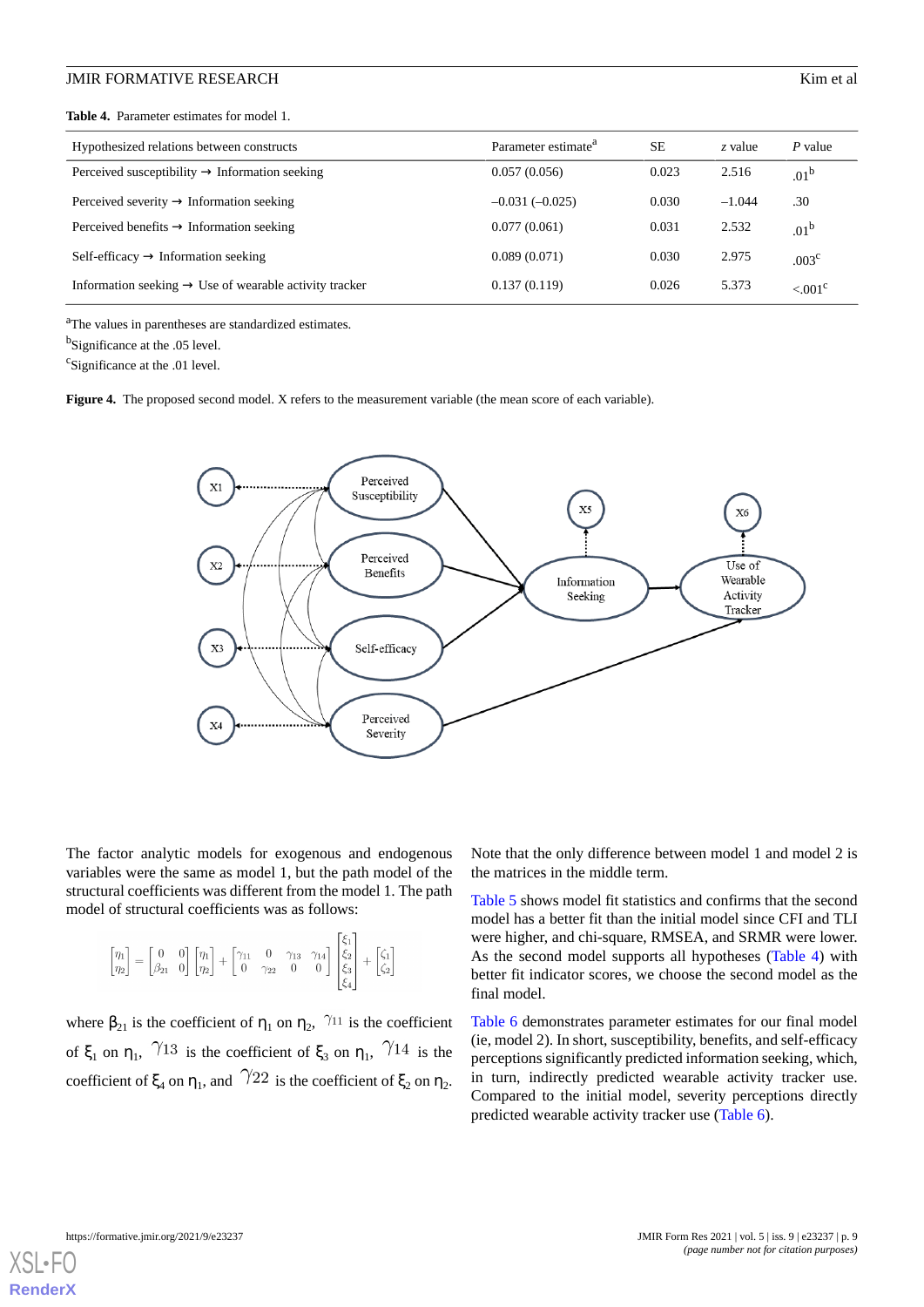**Table 4.** Parameter estimates for model 1.

| Hypothesized relations between constructs | Parameter estimate[a] | SE | z value | P value |
|---|---|---|---|---|
| Perceived susceptibility → Information seeking | 0.057 (0.056) | 0.023 | 2.516 | .01[b] |
| Perceived severity → Information seeking | –0.031 (–0.025) | 0.030 | –1.044 | .30 |
| Perceived benefits → Information seeking | 0.077 (0.061) | 0.031 | 2.532 | .01[b] |
| Self-efficacy → Information seeking | 0.089 (0.071) | 0.030 | 2.975 | .003[c] |
| Information seeking → Use of wearable activity tracker | 0.137 (0.119) | 0.026 | 5.373 | <.001[c] |

[a]The values in parentheses are standardized estimates.

[b]Significance at the .05 level.

[c]Significance at the .01 level.

**Figure 4.** The proposed second model. X refers to the measurement variable (the mean score of each variable).

The factor analytic models for exogenous and endogenous variables were the same as model 1, but the path model of the structural coefficients was different from the model 1. The path model of structural coefficients was as follows:

$$\begin{bmatrix} \eta_1 \\ \eta_2 \end{bmatrix} = \begin{bmatrix} 0 & 0 \\ \beta_{21} & 0 \end{bmatrix} \begin{bmatrix} \eta_1 \\ \eta_2 \end{bmatrix} + \begin{bmatrix} \gamma_{11} & 0 & \gamma_{13} & \gamma_{14} \\ 0 & \gamma_{22} & 0 & 0 \end{bmatrix} \begin{bmatrix} \xi_1 \\ \xi_2 \\ \xi_3 \\ \xi_4 \end{bmatrix} + \begin{bmatrix} \zeta_1 \\ \zeta_2 \end{bmatrix}$$

where $\beta_{21}$ is the coefficient of $\eta_1$ on $\eta_2$, $\gamma_{11}$ is the coefficient of $\xi_1$ on $\eta_1$, $\gamma_{13}$ is the coefficient of $\xi_3$ on $\eta_1$, $\gamma_{14}$ is the coefficient of $\xi_4$ on $\eta_1$, and $\gamma_{22}$ is the coefficient of $\xi_2$ on $\eta_2$. Note that the only difference between model 1 and model 2 is the matrices in the middle term.

Table 5 shows model fit statistics and confirms that the second model has a better fit than the initial model since CFI and TLI were higher, and chi-square, RMSEA, and SRMR were lower. As the second model supports all hypotheses (Table 4) with better fit indicator scores, we choose the second model as the final model.

Table 6 demonstrates parameter estimates for our final model (ie, model 2). In short, susceptibility, benefits, and self-efficacy perceptions significantly predicted information seeking, which, in turn, indirectly predicted wearable activity tracker use. Compared to the initial model, severity perceptions directly predicted wearable activity tracker use (Table 6).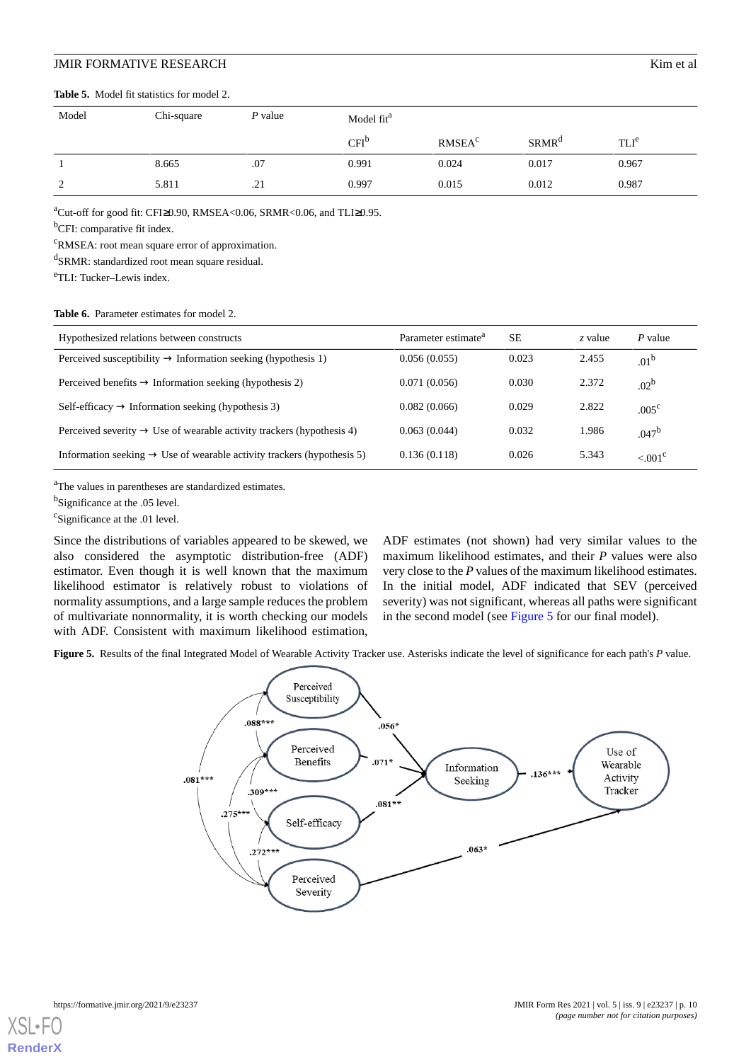**Table 5.** Model fit statistics for model 2.

| Model | Chi-square | *P* value | Model fit[a] | | | |
|---|---|---|---|---|---|---|
| | | | CFI[b] | RMSEA[c] | SRMR[d] | TLI[e] |
| 1 | 8.665 | .07 | 0.991 | 0.024 | 0.017 | 0.967 |
| 2 | 5.811 | .21 | 0.997 | 0.015 | 0.012 | 0.987 |

[a]Cut-off for good fit: CFI≥0.90, RMSEA<0.06, SRMR<0.06, and TLI≥0.95.

[b]CFI: comparative fit index.

[c]RMSEA: root mean square error of approximation.

[d]SRMR: standardized root mean square residual.

[e]TLI: Tucker–Lewis index.

**Table 6.** Parameter estimates for model 2.

| Hypothesized relations between constructs | Parameter estimate[a] | SE | *z* value | *P* value |
|---|---|---|---|---|
| Perceived susceptibility → Information seeking (hypothesis 1) | 0.056 (0.055) | 0.023 | 2.455 | .01[b] |
| Perceived benefits → Information seeking (hypothesis 2) | 0.071 (0.056) | 0.030 | 2.372 | .02[b] |
| Self-efficacy → Information seeking (hypothesis 3) | 0.082 (0.066) | 0.029 | 2.822 | .005[c] |
| Perceived severity → Use of wearable activity trackers (hypothesis 4) | 0.063 (0.044) | 0.032 | 1.986 | .047[b] |
| Information seeking → Use of wearable activity trackers (hypothesis 5) | 0.136 (0.118) | 0.026 | 5.343 | <.001[c] |

[a]The values in parentheses are standardized estimates.

[b]Significance at the .05 level.

[c]Significance at the .01 level.

Since the distributions of variables appeared to be skewed, we also considered the asymptotic distribution-free (ADF) estimator. Even though it is well known that the maximum likelihood estimator is relatively robust to violations of normality assumptions, and a large sample reduces the problem of multivariate nonnormality, it is worth checking our models with ADF. Consistent with maximum likelihood estimation, ADF estimates (not shown) had very similar values to the maximum likelihood estimates, and their *P* values were also very close to the *P* values of the maximum likelihood estimates. In the initial model, ADF indicated that SEV (perceived severity) was not significant, whereas all paths were significant in the second model (see Figure 5 for our final model).

**Figure 5.** Results of the final Integrated Model of Wearable Activity Tracker use. Asterisks indicate the level of significance for each path's *P* value.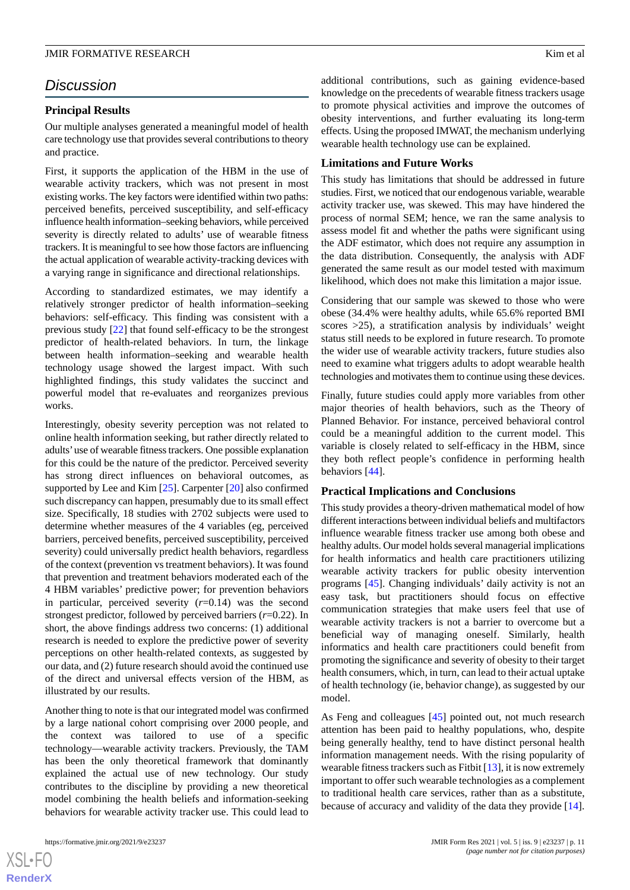## Discussion

### Principal Results

Our multiple analyses generated a meaningful model of health care technology use that provides several contributions to theory and practice.

First, it supports the application of the HBM in the use of wearable activity trackers, which was not present in most existing works. The key factors were identified within two paths: perceived benefits, perceived susceptibility, and self-efficacy influence health information–seeking behaviors, while perceived severity is directly related to adults' use of wearable fitness trackers. It is meaningful to see how those factors are influencing the actual application of wearable activity-tracking devices with a varying range in significance and directional relationships.

According to standardized estimates, we may identify a relatively stronger predictor of health information–seeking behaviors: self-efficacy. This finding was consistent with a previous study [22] that found self-efficacy to be the strongest predictor of health-related behaviors. In turn, the linkage between health information–seeking and wearable health technology usage showed the largest impact. With such highlighted findings, this study validates the succinct and powerful model that re-evaluates and reorganizes previous works.

Interestingly, obesity severity perception was not related to online health information seeking, but rather directly related to adults' use of wearable fitness trackers. One possible explanation for this could be the nature of the predictor. Perceived severity has strong direct influences on behavioral outcomes, as supported by Lee and Kim [25]. Carpenter [20] also confirmed such discrepancy can happen, presumably due to its small effect size. Specifically, 18 studies with 2702 subjects were used to determine whether measures of the 4 variables (eg, perceived barriers, perceived benefits, perceived susceptibility, perceived severity) could universally predict health behaviors, regardless of the context (prevention vs treatment behaviors). It was found that prevention and treatment behaviors moderated each of the 4 HBM variables' predictive power; for prevention behaviors in particular, perceived severity ($r$=0.14) was the second strongest predictor, followed by perceived barriers ($r$=0.22). In short, the above findings address two concerns: (1) additional research is needed to explore the predictive power of severity perceptions on other health-related contexts, as suggested by our data, and (2) future research should avoid the continued use of the direct and universal effects version of the HBM, as illustrated by our results.

Another thing to note is that our integrated model was confirmed by a large national cohort comprising over 2000 people, and the context was tailored to use of a specific technology—wearable activity trackers. Previously, the TAM has been the only theoretical framework that dominantly explained the actual use of new technology. Our study contributes to the discipline by providing a new theoretical model combining the health beliefs and information-seeking behaviors for wearable activity tracker use. This could lead to additional contributions, such as gaining evidence-based knowledge on the precedents of wearable fitness trackers usage to promote physical activities and improve the outcomes of obesity interventions, and further evaluating its long-term effects. Using the proposed IMWAT, the mechanism underlying wearable health technology use can be explained.

### Limitations and Future Works

This study has limitations that should be addressed in future studies. First, we noticed that our endogenous variable, wearable activity tracker use, was skewed. This may have hindered the process of normal SEM; hence, we ran the same analysis to assess model fit and whether the paths were significant using the ADF estimator, which does not require any assumption in the data distribution. Consequently, the analysis with ADF generated the same result as our model tested with maximum likelihood, which does not make this limitation a major issue.

Considering that our sample was skewed to those who were obese (34.4% were healthy adults, while 65.6% reported BMI scores >25), a stratification analysis by individuals' weight status still needs to be explored in future research. To promote the wider use of wearable activity trackers, future studies also need to examine what triggers adults to adopt wearable health technologies and motivates them to continue using these devices.

Finally, future studies could apply more variables from other major theories of health behaviors, such as the Theory of Planned Behavior. For instance, perceived behavioral control could be a meaningful addition to the current model. This variable is closely related to self-efficacy in the HBM, since they both reflect people's confidence in performing health behaviors [44].

### Practical Implications and Conclusions

This study provides a theory-driven mathematical model of how different interactions between individual beliefs and multifactors influence wearable fitness tracker use among both obese and healthy adults. Our model holds several managerial implications for health informatics and health care practitioners utilizing wearable activity trackers for public obesity intervention programs [45]. Changing individuals' daily activity is not an easy task, but practitioners should focus on effective communication strategies that make users feel that use of wearable activity trackers is not a barrier to overcome but a beneficial way of managing oneself. Similarly, health informatics and health care practitioners could benefit from promoting the significance and severity of obesity to their target health consumers, which, in turn, can lead to their actual uptake of health technology (ie, behavior change), as suggested by our model.

As Feng and colleagues [45] pointed out, not much research attention has been paid to healthy populations, who, despite being generally healthy, tend to have distinct personal health information management needs. With the rising popularity of wearable fitness trackers such as Fitbit [13], it is now extremely important to offer such wearable technologies as a complement to traditional health care services, rather than as a substitute, because of accuracy and validity of the data they provide [14].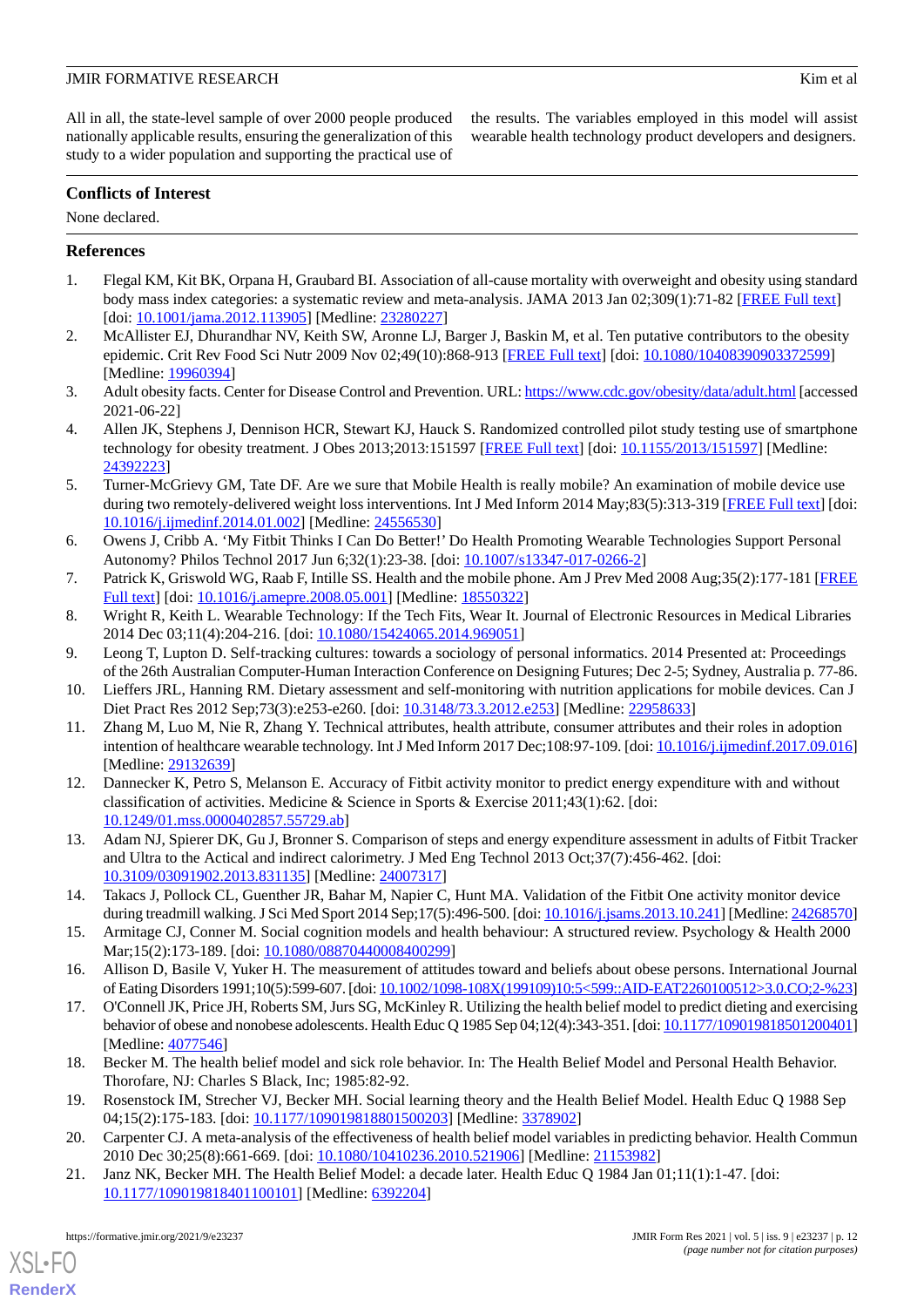All in all, the state-level sample of over 2000 people produced nationally applicable results, ensuring the generalization of this study to a wider population and supporting the practical use of the results. The variables employed in this model will assist wearable health technology product developers and designers.

## Conflicts of Interest

None declared.

## References

1. Flegal KM, Kit BK, Orpana H, Graubard BI. Association of all-cause mortality with overweight and obesity using standard body mass index categories: a systematic review and meta-analysis. JAMA 2013 Jan 02;309(1):71-82 [FREE Full text] [doi: 10.1001/jama.2012.113905] [Medline: 23280227]
2. McAllister EJ, Dhurandhar NV, Keith SW, Aronne LJ, Barger J, Baskin M, et al. Ten putative contributors to the obesity epidemic. Crit Rev Food Sci Nutr 2009 Nov 02;49(10):868-913 [FREE Full text] [doi: 10.1080/10408390903372599] [Medline: 19960394]
3. Adult obesity facts. Center for Disease Control and Prevention. URL: https://www.cdc.gov/obesity/data/adult.html [accessed 2021-06-22]
4. Allen JK, Stephens J, Dennison HCR, Stewart KJ, Hauck S. Randomized controlled pilot study testing use of smartphone technology for obesity treatment. J Obes 2013;2013:151597 [FREE Full text] [doi: 10.1155/2013/151597] [Medline: 24392223]
5. Turner-McGrievy GM, Tate DF. Are we sure that Mobile Health is really mobile? An examination of mobile device use during two remotely-delivered weight loss interventions. Int J Med Inform 2014 May;83(5):313-319 [FREE Full text] [doi: 10.1016/j.ijmedinf.2014.01.002] [Medline: 24556530]
6. Owens J, Cribb A. 'My Fitbit Thinks I Can Do Better!' Do Health Promoting Wearable Technologies Support Personal Autonomy? Philos Technol 2017 Jun 6;32(1):23-38. [doi: 10.1007/s13347-017-0266-2]
7. Patrick K, Griswold WG, Raab F, Intille SS. Health and the mobile phone. Am J Prev Med 2008 Aug;35(2):177-181 [FREE Full text] [doi: 10.1016/j.amepre.2008.05.001] [Medline: 18550322]
8. Wright R, Keith L. Wearable Technology: If the Tech Fits, Wear It. Journal of Electronic Resources in Medical Libraries 2014 Dec 03;11(4):204-216. [doi: 10.1080/15424065.2014.969051]
9. Leong T, Lupton D. Self-tracking cultures: towards a sociology of personal informatics. 2014 Presented at: Proceedings of the 26th Australian Computer-Human Interaction Conference on Designing Futures; Dec 2-5; Sydney, Australia p. 77-86.
10. Lieffers JRL, Hanning RM. Dietary assessment and self-monitoring with nutrition applications for mobile devices. Can J Diet Pract Res 2012 Sep;73(3):e253-e260. [doi: 10.3148/73.3.2012.e253] [Medline: 22958633]
11. Zhang M, Luo M, Nie R, Zhang Y. Technical attributes, health attribute, consumer attributes and their roles in adoption intention of healthcare wearable technology. Int J Med Inform 2017 Dec;108:97-109. [doi: 10.1016/j.ijmedinf.2017.09.016] [Medline: 29132639]
12. Dannecker K, Petro S, Melanson E. Accuracy of Fitbit activity monitor to predict energy expenditure with and without classification of activities. Medicine & Science in Sports & Exercise 2011;43(1):62. [doi: 10.1249/01.mss.0000402857.55729.ab]
13. Adam NJ, Spierer DK, Gu J, Bronner S. Comparison of steps and energy expenditure assessment in adults of Fitbit Tracker and Ultra to the Actical and indirect calorimetry. J Med Eng Technol 2013 Oct;37(7):456-462. [doi: 10.3109/03091902.2013.831135] [Medline: 24007317]
14. Takacs J, Pollock CL, Guenther JR, Bahar M, Napier C, Hunt MA. Validation of the Fitbit One activity monitor device during treadmill walking. J Sci Med Sport 2014 Sep;17(5):496-500. [doi: 10.1016/j.jsams.2013.10.241] [Medline: 24268570]
15. Armitage CJ, Conner M. Social cognition models and health behaviour: A structured review. Psychology & Health 2000 Mar;15(2):173-189. [doi: 10.1080/08870440008400299]
16. Allison D, Basile V, Yuker H. The measurement of attitudes toward and beliefs about obese persons. International Journal of Eating Disorders 1991;10(5):599-607. [doi: 10.1002/1098-108X(199109)10:5<599::AID-EAT2260100512>3.0.CO;2-%23]
17. O'Connell JK, Price JH, Roberts SM, Jurs SG, McKinley R. Utilizing the health belief model to predict dieting and exercising behavior of obese and nonobese adolescents. Health Educ Q 1985 Sep 04;12(4):343-351. [doi: 10.1177/109019818501200401] [Medline: 4077546]
18. Becker M. The health belief model and sick role behavior. In: The Health Belief Model and Personal Health Behavior. Thorofare, NJ: Charles S Black, Inc; 1985:82-92.
19. Rosenstock IM, Strecher VJ, Becker MH. Social learning theory and the Health Belief Model. Health Educ Q 1988 Sep 04;15(2):175-183. [doi: 10.1177/109019818801500203] [Medline: 3378902]
20. Carpenter CJ. A meta-analysis of the effectiveness of health belief model variables in predicting behavior. Health Commun 2010 Dec 30;25(8):661-669. [doi: 10.1080/10410236.2010.521906] [Medline: 21153982]
21. Janz NK, Becker MH. The Health Belief Model: a decade later. Health Educ Q 1984 Jan 01;11(1):1-47. [doi: 10.1177/109019818401100101] [Medline: 6392204]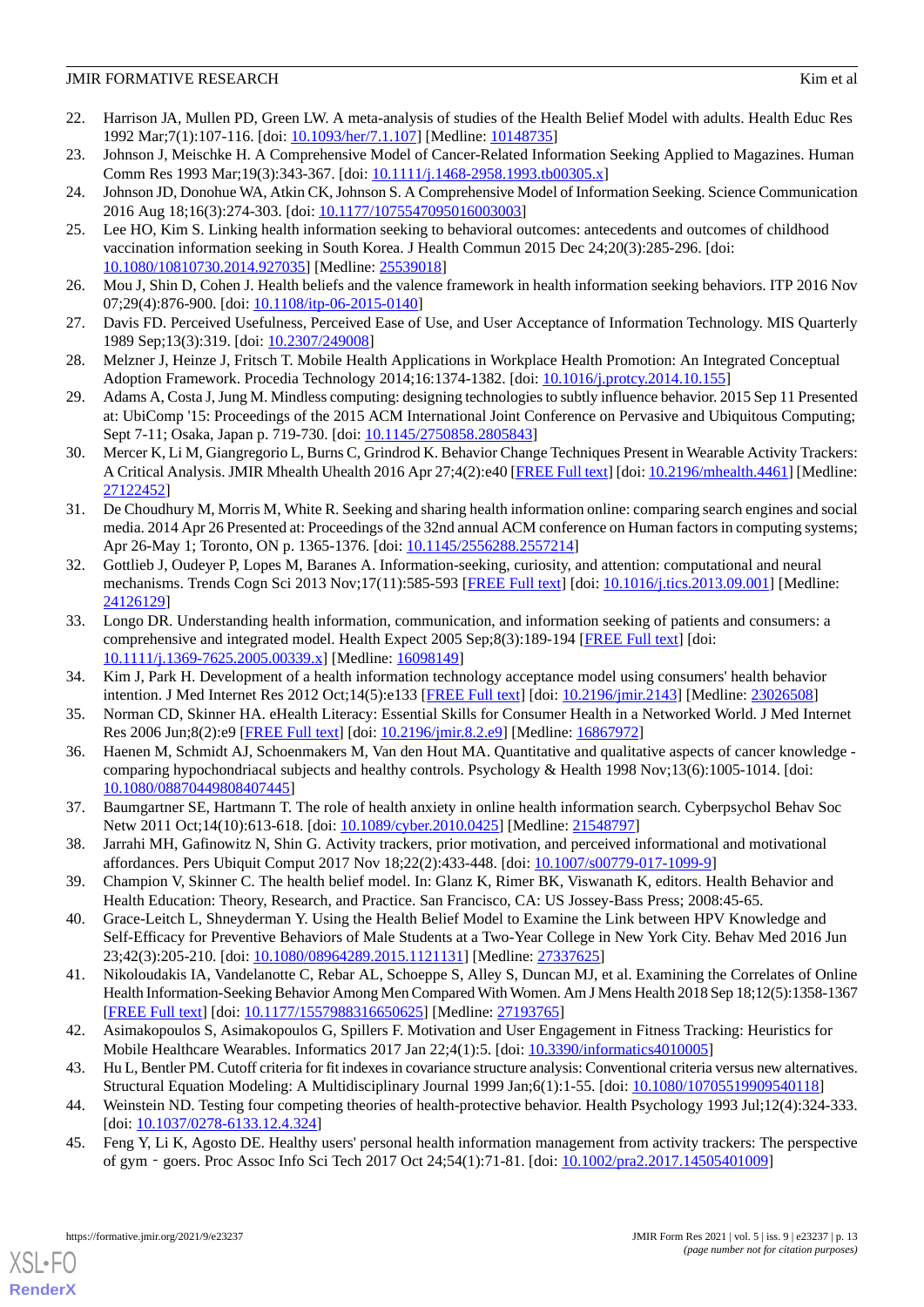22. Harrison JA, Mullen PD, Green LW. A meta-analysis of studies of the Health Belief Model with adults. Health Educ Res 1992 Mar;7(1):107-116. [doi: 10.1093/her/7.1.107] [Medline: 10148735]
23. Johnson J, Meischke H. A Comprehensive Model of Cancer-Related Information Seeking Applied to Magazines. Human Comm Res 1993 Mar;19(3):343-367. [doi: 10.1111/j.1468-2958.1993.tb00305.x]
24. Johnson JD, Donohue WA, Atkin CK, Johnson S. A Comprehensive Model of Information Seeking. Science Communication 2016 Aug 18;16(3):274-303. [doi: 10.1177/1075547095016003003]
25. Lee HO, Kim S. Linking health information seeking to behavioral outcomes: antecedents and outcomes of childhood vaccination information seeking in South Korea. J Health Commun 2015 Dec 24;20(3):285-296. [doi: 10.1080/10810730.2014.927035] [Medline: 25539018]
26. Mou J, Shin D, Cohen J. Health beliefs and the valence framework in health information seeking behaviors. ITP 2016 Nov 07;29(4):876-900. [doi: 10.1108/itp-06-2015-0140]
27. Davis FD. Perceived Usefulness, Perceived Ease of Use, and User Acceptance of Information Technology. MIS Quarterly 1989 Sep;13(3):319. [doi: 10.2307/249008]
28. Melzner J, Heinze J, Fritsch T. Mobile Health Applications in Workplace Health Promotion: An Integrated Conceptual Adoption Framework. Procedia Technology 2014;16:1374-1382. [doi: 10.1016/j.protcy.2014.10.155]
29. Adams A, Costa J, Jung M. Mindless computing: designing technologies to subtly influence behavior. 2015 Sep 11 Presented at: UbiComp '15: Proceedings of the 2015 ACM International Joint Conference on Pervasive and Ubiquitous Computing; Sept 7-11; Osaka, Japan p. 719-730. [doi: 10.1145/2750858.2805843]
30. Mercer K, Li M, Giangregorio L, Burns C, Grindrod K. Behavior Change Techniques Present in Wearable Activity Trackers: A Critical Analysis. JMIR Mhealth Uhealth 2016 Apr 27;4(2):e40 [FREE Full text] [doi: 10.2196/mhealth.4461] [Medline: 27122452]
31. De Choudhury M, Morris M, White R. Seeking and sharing health information online: comparing search engines and social media. 2014 Apr 26 Presented at: Proceedings of the 32nd annual ACM conference on Human factors in computing systems; Apr 26-May 1; Toronto, ON p. 1365-1376. [doi: 10.1145/2556288.2557214]
32. Gottlieb J, Oudeyer P, Lopes M, Baranes A. Information-seeking, curiosity, and attention: computational and neural mechanisms. Trends Cogn Sci 2013 Nov;17(11):585-593 [FREE Full text] [doi: 10.1016/j.tics.2013.09.001] [Medline: 24126129]
33. Longo DR. Understanding health information, communication, and information seeking of patients and consumers: a comprehensive and integrated model. Health Expect 2005 Sep;8(3):189-194 [FREE Full text] [doi: 10.1111/j.1369-7625.2005.00339.x] [Medline: 16098149]
34. Kim J, Park H. Development of a health information technology acceptance model using consumers' health behavior intention. J Med Internet Res 2012 Oct;14(5):e133 [FREE Full text] [doi: 10.2196/jmir.2143] [Medline: 23026508]
35. Norman CD, Skinner HA. eHealth Literacy: Essential Skills for Consumer Health in a Networked World. J Med Internet Res 2006 Jun;8(2):e9 [FREE Full text] [doi: 10.2196/jmir.8.2.e9] [Medline: 16867972]
36. Haenen M, Schmidt AJ, Schoenmakers M, Van den Hout MA. Quantitative and qualitative aspects of cancer knowledge - comparing hypochondriacal subjects and healthy controls. Psychology & Health 1998 Nov;13(6):1005-1014. [doi: 10.1080/08870449808407445]
37. Baumgartner SE, Hartmann T. The role of health anxiety in online health information search. Cyberpsychol Behav Soc Netw 2011 Oct;14(10):613-618. [doi: 10.1089/cyber.2010.0425] [Medline: 21548797]
38. Jarrahi MH, Gafinowitz N, Shin G. Activity trackers, prior motivation, and perceived informational and motivational affordances. Pers Ubiquit Comput 2017 Nov 18;22(2):433-448. [doi: 10.1007/s00779-017-1099-9]
39. Champion V, Skinner C. The health belief model. In: Glanz K, Rimer BK, Viswanath K, editors. Health Behavior and Health Education: Theory, Research, and Practice. San Francisco, CA: US Jossey-Bass Press; 2008:45-65.
40. Grace-Leitch L, Shneyderman Y. Using the Health Belief Model to Examine the Link between HPV Knowledge and Self-Efficacy for Preventive Behaviors of Male Students at a Two-Year College in New York City. Behav Med 2016 Jun 23;42(3):205-210. [doi: 10.1080/08964289.2015.1121131] [Medline: 27337625]
41. Nikoloudakis IA, Vandelanotte C, Rebar AL, Schoeppe S, Alley S, Duncan MJ, et al. Examining the Correlates of Online Health Information-Seeking Behavior Among Men Compared With Women. Am J Mens Health 2018 Sep 18;12(5):1358-1367 [FREE Full text] [doi: 10.1177/1557988316650625] [Medline: 27193765]
42. Asimakopoulos S, Asimakopoulos G, Spillers F. Motivation and User Engagement in Fitness Tracking: Heuristics for Mobile Healthcare Wearables. Informatics 2017 Jan 22;4(1):5. [doi: 10.3390/informatics4010005]
43. Hu L, Bentler PM. Cutoff criteria for fit indexes in covariance structure analysis: Conventional criteria versus new alternatives. Structural Equation Modeling: A Multidisciplinary Journal 1999 Jan;6(1):1-55. [doi: 10.1080/10705519909540118]
44. Weinstein ND. Testing four competing theories of health-protective behavior. Health Psychology 1993 Jul;12(4):324-333. [doi: 10.1037/0278-6133.12.4.324]
45. Feng Y, Li K, Agosto DE. Healthy users' personal health information management from activity trackers: The perspective of gym‐goers. Proc Assoc Info Sci Tech 2017 Oct 24;54(1):71-81. [doi: 10.1002/pra2.2017.14505401009]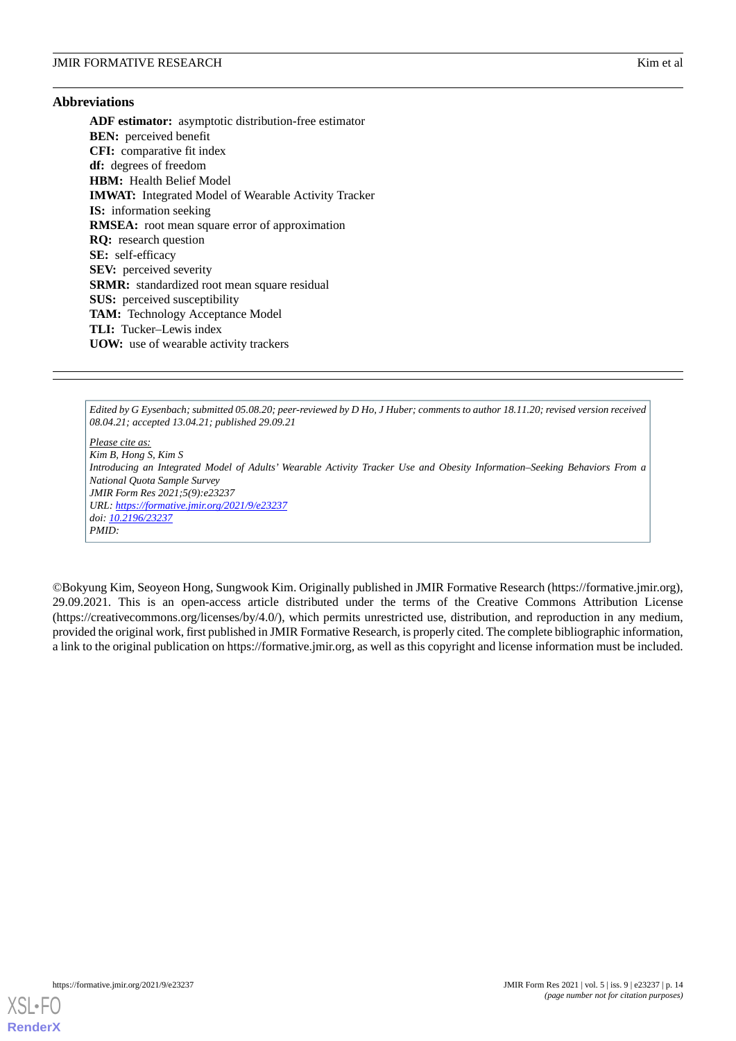## Abbreviations

**ADF estimator:** asymptotic distribution-free estimator
**BEN:** perceived benefit
**CFI:** comparative fit index
**df:** degrees of freedom
**HBM:** Health Belief Model
**IMWAT:** Integrated Model of Wearable Activity Tracker
**IS:** information seeking
**RMSEA:** root mean square error of approximation
**RQ:** research question
**SE:** self-efficacy
**SEV:** perceived severity
**SRMR:** standardized root mean square residual
**SUS:** perceived susceptibility
**TAM:** Technology Acceptance Model
**TLI:** Tucker–Lewis index
**UOW:** use of wearable activity trackers

---

*Edited by G Eysenbach; submitted 05.08.20; peer-reviewed by D Ho, J Huber; comments to author 18.11.20; revised version received 08.04.21; accepted 13.04.21; published 29.09.21*

*Please cite as:*
*Kim B, Hong S, Kim S*
*Introducing an Integrated Model of Adults' Wearable Activity Tracker Use and Obesity Information–Seeking Behaviors From a National Quota Sample Survey*
*JMIR Form Res 2021;5(9):e23237*
*URL: https://formative.jmir.org/2021/9/e23237*
*doi: 10.2196/23237*
*PMID:*

©Bokyung Kim, Seoyeon Hong, Sungwook Kim. Originally published in JMIR Formative Research (https://formative.jmir.org), 29.09.2021. This is an open-access article distributed under the terms of the Creative Commons Attribution License (https://creativecommons.org/licenses/by/4.0/), which permits unrestricted use, distribution, and reproduction in any medium, provided the original work, first published in JMIR Formative Research, is properly cited. The complete bibliographic information, a link to the original publication on https://formative.jmir.org, as well as this copyright and license information must be included.